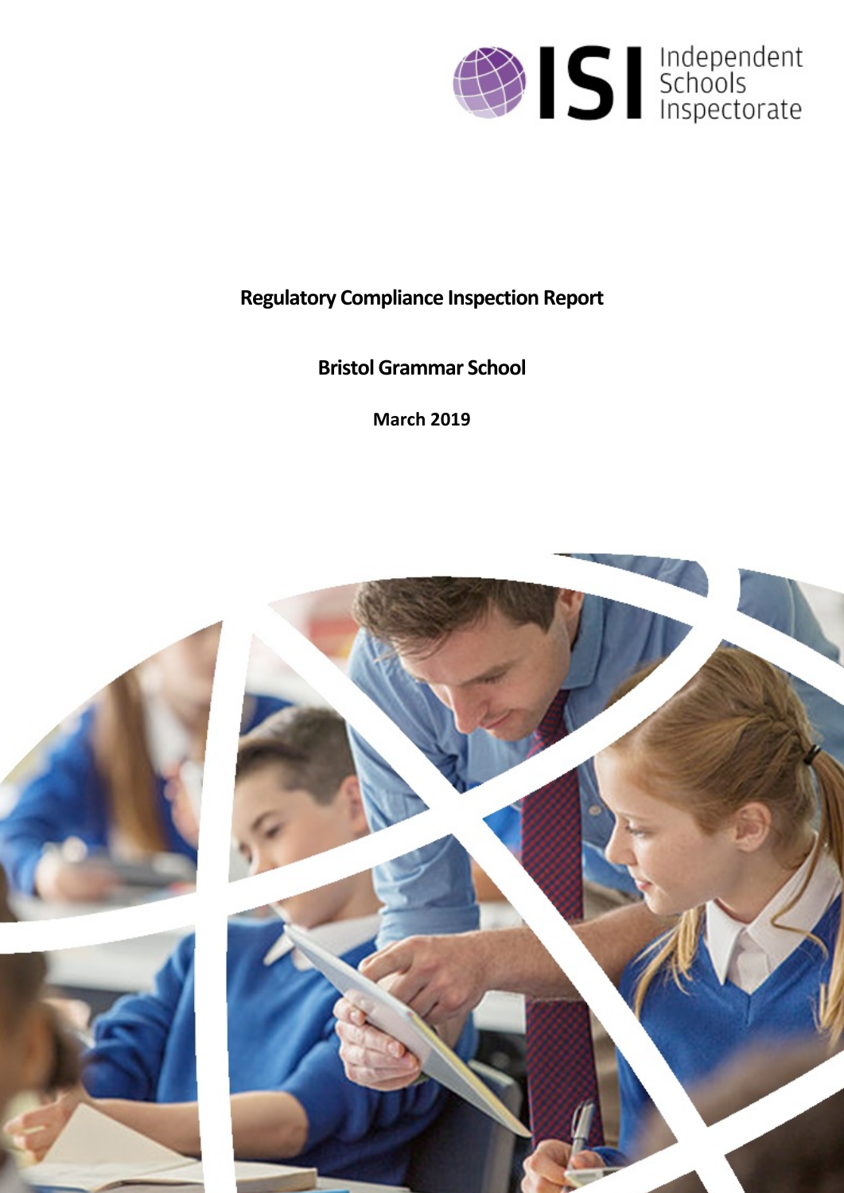**Regulatory Compliance Inspection Report**

**Bristol Grammar School**

**March 2019**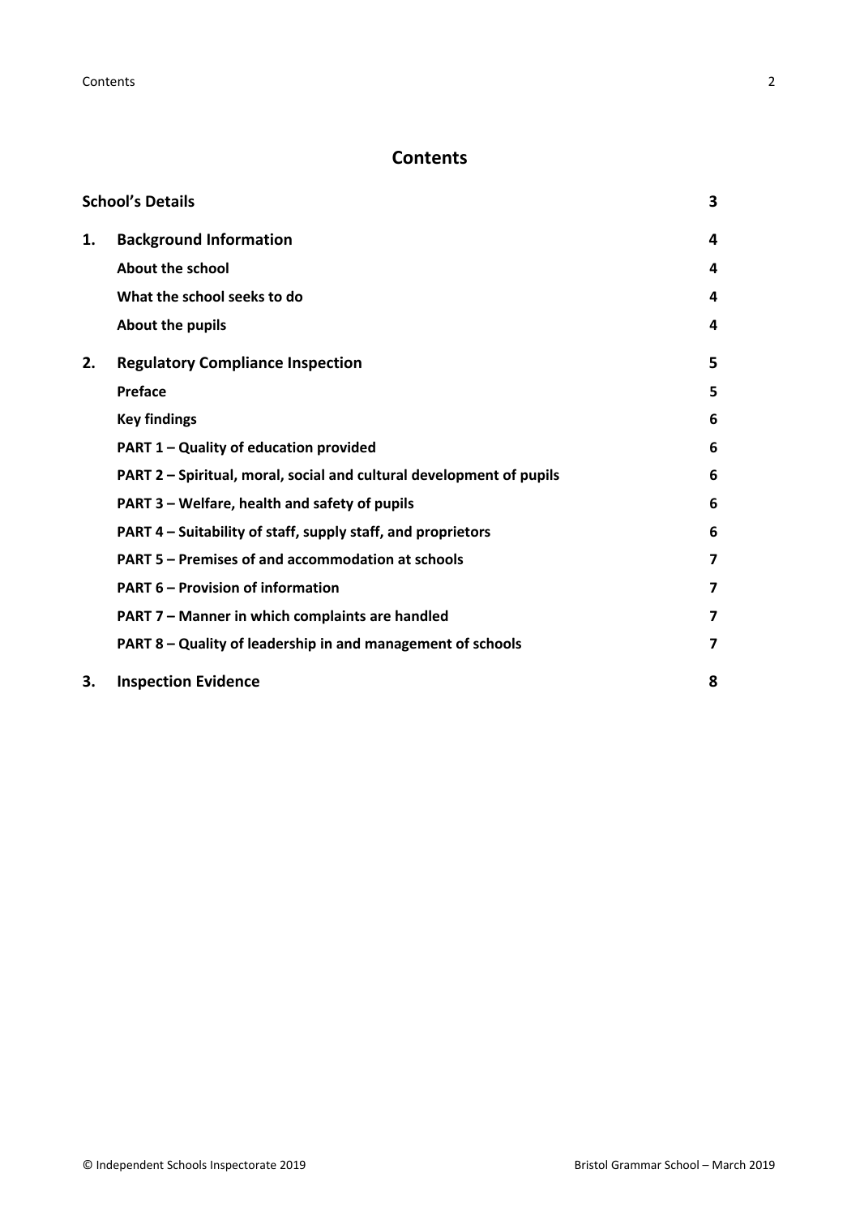# Contents

| | | |
|---|---|---|
| **School's Details** | | **3** |
| **1.** | **Background Information** | **4** |
| | **About the school** | **4** |
| | **What the school seeks to do** | **4** |
| | **About the pupils** | **4** |
| **2.** | **Regulatory Compliance Inspection** | **5** |
| | **Preface** | **5** |
| | **Key findings** | **6** |
| | **PART 1 – Quality of education provided** | **6** |
| | **PART 2 – Spiritual, moral, social and cultural development of pupils** | **6** |
| | **PART 3 – Welfare, health and safety of pupils** | **6** |
| | **PART 4 – Suitability of staff, supply staff, and proprietors** | **6** |
| | **PART 5 – Premises of and accommodation at schools** | **7** |
| | **PART 6 – Provision of information** | **7** |
| | **PART 7 – Manner in which complaints are handled** | **7** |
| | **PART 8 – Quality of leadership in and management of schools** | **7** |
| **3.** | **Inspection Evidence** | **8** |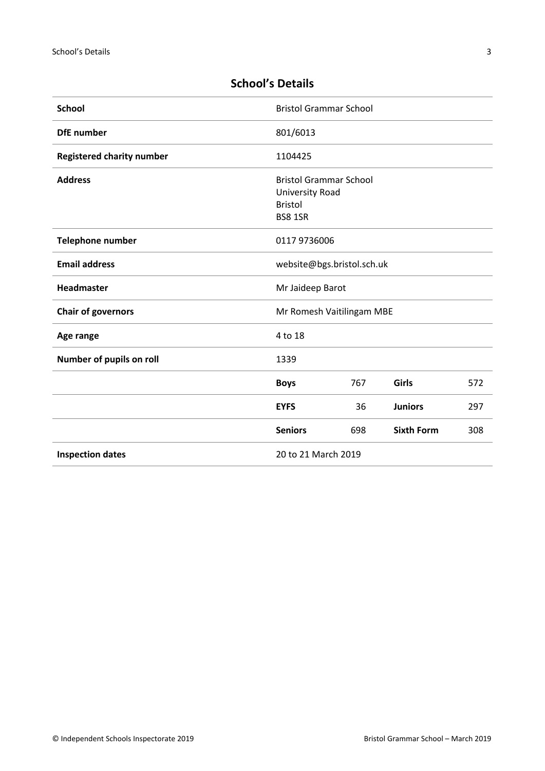## School's Details

| | | | | |
|---|---|---|---|---|
| **School** | Bristol Grammar School | | | |
| **DfE number** | 801/6013 | | | |
| **Registered charity number** | 1104425 | | | |
| **Address** | Bristol Grammar School<br>University Road<br>Bristol<br>BS8 1SR | | | |
| **Telephone number** | 0117 9736006 | | | |
| **Email address** | website@bgs.bristol.sch.uk | | | |
| **Headmaster** | Mr Jaideep Barot | | | |
| **Chair of governors** | Mr Romesh Vaitilingam MBE | | | |
| **Age range** | 4 to 18 | | | |
| **Number of pupils on roll** | 1339 | | | |
| | **Boys** | 767 | **Girls** | 572 |
| | **EYFS** | 36 | **Juniors** | 297 |
| | **Seniors** | 698 | **Sixth Form** | 308 |
| **Inspection dates** | 20 to 21 March 2019 | | | |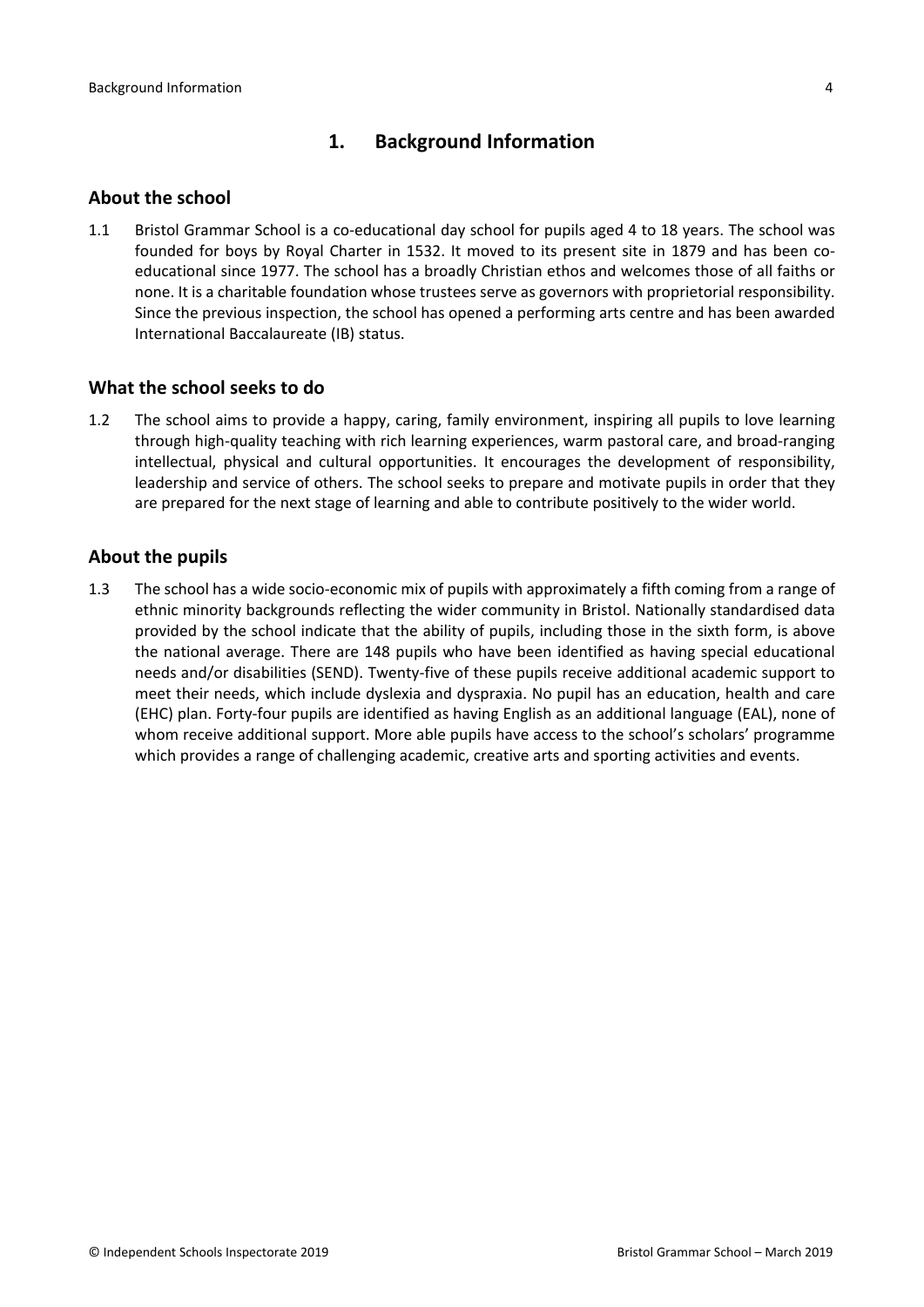## 1. Background Information

### About the school

1.1 Bristol Grammar School is a co-educational day school for pupils aged 4 to 18 years. The school was founded for boys by Royal Charter in 1532. It moved to its present site in 1879 and has been co-educational since 1977. The school has a broadly Christian ethos and welcomes those of all faiths or none. It is a charitable foundation whose trustees serve as governors with proprietorial responsibility. Since the previous inspection, the school has opened a performing arts centre and has been awarded International Baccalaureate (IB) status.

### What the school seeks to do

1.2 The school aims to provide a happy, caring, family environment, inspiring all pupils to love learning through high-quality teaching with rich learning experiences, warm pastoral care, and broad-ranging intellectual, physical and cultural opportunities. It encourages the development of responsibility, leadership and service of others. The school seeks to prepare and motivate pupils in order that they are prepared for the next stage of learning and able to contribute positively to the wider world.

### About the pupils

1.3 The school has a wide socio-economic mix of pupils with approximately a fifth coming from a range of ethnic minority backgrounds reflecting the wider community in Bristol. Nationally standardised data provided by the school indicate that the ability of pupils, including those in the sixth form, is above the national average. There are 148 pupils who have been identified as having special educational needs and/or disabilities (SEND). Twenty-five of these pupils receive additional academic support to meet their needs, which include dyslexia and dyspraxia. No pupil has an education, health and care (EHC) plan. Forty-four pupils are identified as having English as an additional language (EAL), none of whom receive additional support. More able pupils have access to the school's scholars' programme which provides a range of challenging academic, creative arts and sporting activities and events.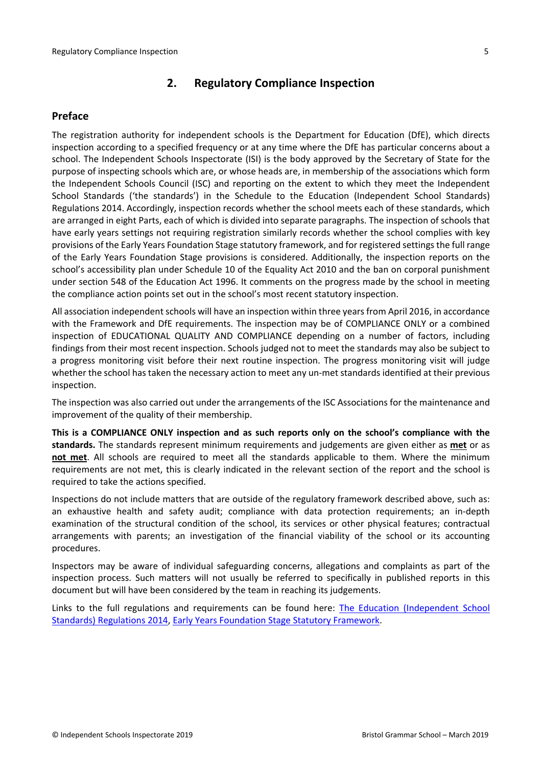## 2. Regulatory Compliance Inspection

### Preface

The registration authority for independent schools is the Department for Education (DfE), which directs inspection according to a specified frequency or at any time where the DfE has particular concerns about a school. The Independent Schools Inspectorate (ISI) is the body approved by the Secretary of State for the purpose of inspecting schools which are, or whose heads are, in membership of the associations which form the Independent Schools Council (ISC) and reporting on the extent to which they meet the Independent School Standards ('the standards') in the Schedule to the Education (Independent School Standards) Regulations 2014. Accordingly, inspection records whether the school meets each of these standards, which are arranged in eight Parts, each of which is divided into separate paragraphs. The inspection of schools that have early years settings not requiring registration similarly records whether the school complies with key provisions of the Early Years Foundation Stage statutory framework, and for registered settings the full range of the Early Years Foundation Stage provisions is considered. Additionally, the inspection reports on the school's accessibility plan under Schedule 10 of the Equality Act 2010 and the ban on corporal punishment under section 548 of the Education Act 1996. It comments on the progress made by the school in meeting the compliance action points set out in the school's most recent statutory inspection.

All association independent schools will have an inspection within three years from April 2016, in accordance with the Framework and DfE requirements. The inspection may be of COMPLIANCE ONLY or a combined inspection of EDUCATIONAL QUALITY AND COMPLIANCE depending on a number of factors, including findings from their most recent inspection. Schools judged not to meet the standards may also be subject to a progress monitoring visit before their next routine inspection. The progress monitoring visit will judge whether the school has taken the necessary action to meet any un-met standards identified at their previous inspection.

The inspection was also carried out under the arrangements of the ISC Associations for the maintenance and improvement of the quality of their membership.

**This is a COMPLIANCE ONLY inspection and as such reports only on the school's compliance with the standards.** The standards represent minimum requirements and judgements are given either as **met** or as **not met**. All schools are required to meet all the standards applicable to them. Where the minimum requirements are not met, this is clearly indicated in the relevant section of the report and the school is required to take the actions specified.

Inspections do not include matters that are outside of the regulatory framework described above, such as: an exhaustive health and safety audit; compliance with data protection requirements; an in-depth examination of the structural condition of the school, its services or other physical features; contractual arrangements with parents; an investigation of the financial viability of the school or its accounting procedures.

Inspectors may be aware of individual safeguarding concerns, allegations and complaints as part of the inspection process. Such matters will not usually be referred to specifically in published reports in this document but will have been considered by the team in reaching its judgements.

Links to the full regulations and requirements can be found here: The Education (Independent School Standards) Regulations 2014, Early Years Foundation Stage Statutory Framework.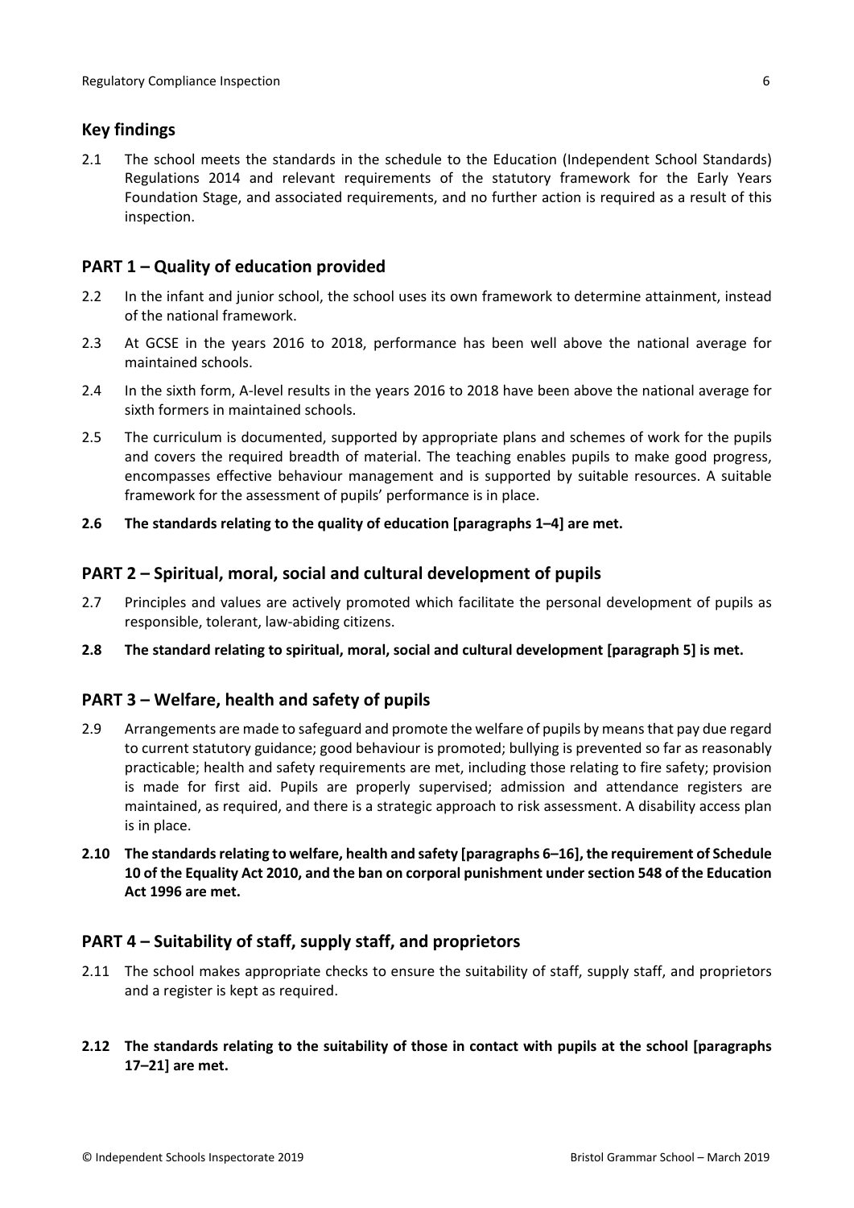## Key findings

2.1 The school meets the standards in the schedule to the Education (Independent School Standards) Regulations 2014 and relevant requirements of the statutory framework for the Early Years Foundation Stage, and associated requirements, and no further action is required as a result of this inspection.

## PART 1 – Quality of education provided

2.2 In the infant and junior school, the school uses its own framework to determine attainment, instead of the national framework.

2.3 At GCSE in the years 2016 to 2018, performance has been well above the national average for maintained schools.

2.4 In the sixth form, A-level results in the years 2016 to 2018 have been above the national average for sixth formers in maintained schools.

2.5 The curriculum is documented, supported by appropriate plans and schemes of work for the pupils and covers the required breadth of material. The teaching enables pupils to make good progress, encompasses effective behaviour management and is supported by suitable resources. A suitable framework for the assessment of pupils' performance is in place.

**2.6 The standards relating to the quality of education [paragraphs 1–4] are met.**

## PART 2 – Spiritual, moral, social and cultural development of pupils

2.7 Principles and values are actively promoted which facilitate the personal development of pupils as responsible, tolerant, law-abiding citizens.

**2.8 The standard relating to spiritual, moral, social and cultural development [paragraph 5] is met.**

## PART 3 – Welfare, health and safety of pupils

2.9 Arrangements are made to safeguard and promote the welfare of pupils by means that pay due regard to current statutory guidance; good behaviour is promoted; bullying is prevented so far as reasonably practicable; health and safety requirements are met, including those relating to fire safety; provision is made for first aid. Pupils are properly supervised; admission and attendance registers are maintained, as required, and there is a strategic approach to risk assessment. A disability access plan is in place.

**2.10 The standards relating to welfare, health and safety [paragraphs 6–16], the requirement of Schedule 10 of the Equality Act 2010, and the ban on corporal punishment under section 548 of the Education Act 1996 are met.**

## PART 4 – Suitability of staff, supply staff, and proprietors

2.11 The school makes appropriate checks to ensure the suitability of staff, supply staff, and proprietors and a register is kept as required.

**2.12 The standards relating to the suitability of those in contact with pupils at the school [paragraphs 17–21] are met.**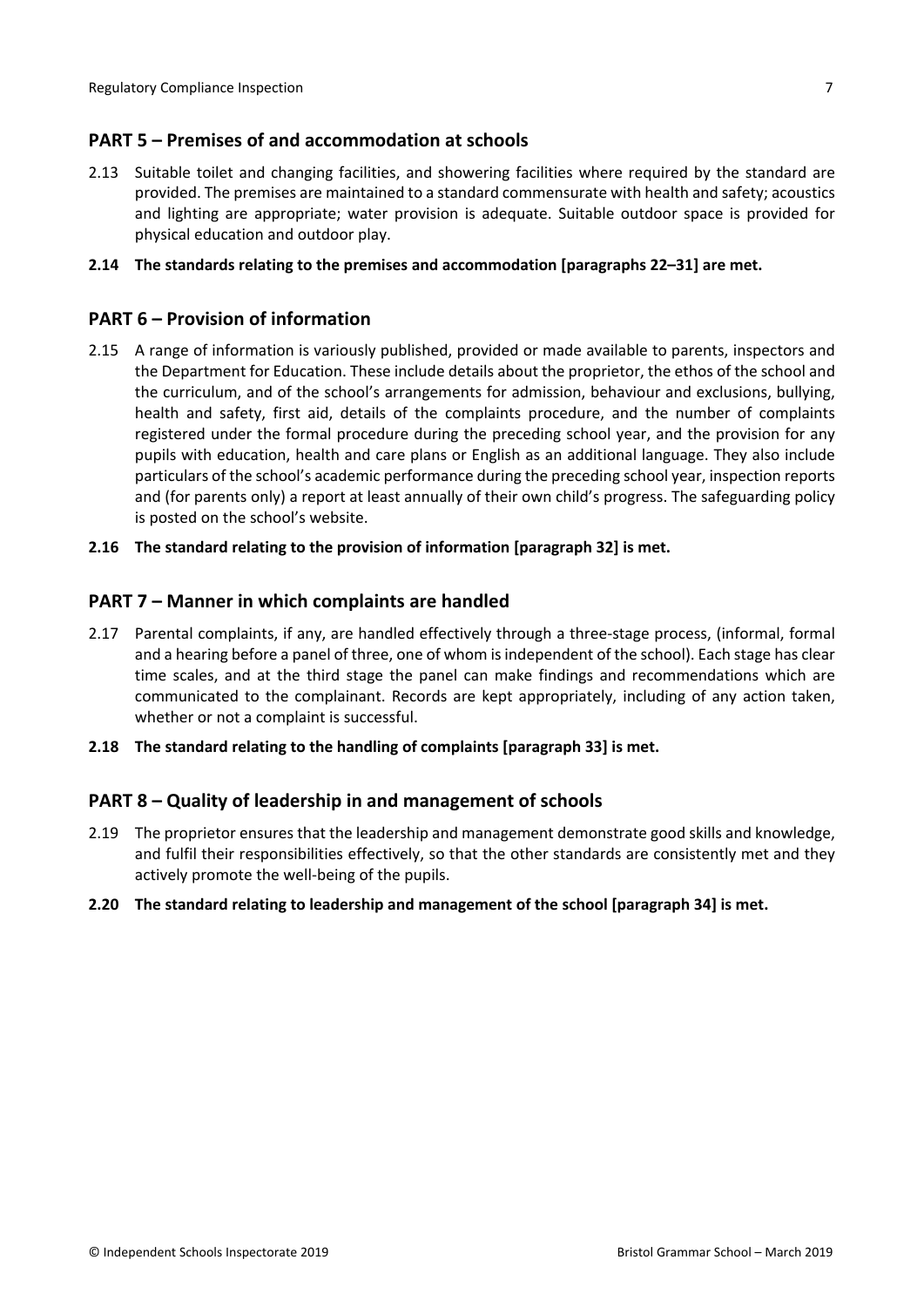## PART 5 – Premises of and accommodation at schools

2.13 Suitable toilet and changing facilities, and showering facilities where required by the standard are provided. The premises are maintained to a standard commensurate with health and safety; acoustics and lighting are appropriate; water provision is adequate. Suitable outdoor space is provided for physical education and outdoor play.

**2.14 The standards relating to the premises and accommodation [paragraphs 22–31] are met.**

## PART 6 – Provision of information

2.15 A range of information is variously published, provided or made available to parents, inspectors and the Department for Education. These include details about the proprietor, the ethos of the school and the curriculum, and of the school's arrangements for admission, behaviour and exclusions, bullying, health and safety, first aid, details of the complaints procedure, and the number of complaints registered under the formal procedure during the preceding school year, and the provision for any pupils with education, health and care plans or English as an additional language. They also include particulars of the school's academic performance during the preceding school year, inspection reports and (for parents only) a report at least annually of their own child's progress. The safeguarding policy is posted on the school's website.

**2.16 The standard relating to the provision of information [paragraph 32] is met.**

## PART 7 – Manner in which complaints are handled

2.17 Parental complaints, if any, are handled effectively through a three-stage process, (informal, formal and a hearing before a panel of three, one of whom is independent of the school). Each stage has clear time scales, and at the third stage the panel can make findings and recommendations which are communicated to the complainant. Records are kept appropriately, including of any action taken, whether or not a complaint is successful.

**2.18 The standard relating to the handling of complaints [paragraph 33] is met.**

## PART 8 – Quality of leadership in and management of schools

2.19 The proprietor ensures that the leadership and management demonstrate good skills and knowledge, and fulfil their responsibilities effectively, so that the other standards are consistently met and they actively promote the well-being of the pupils.

**2.20 The standard relating to leadership and management of the school [paragraph 34] is met.**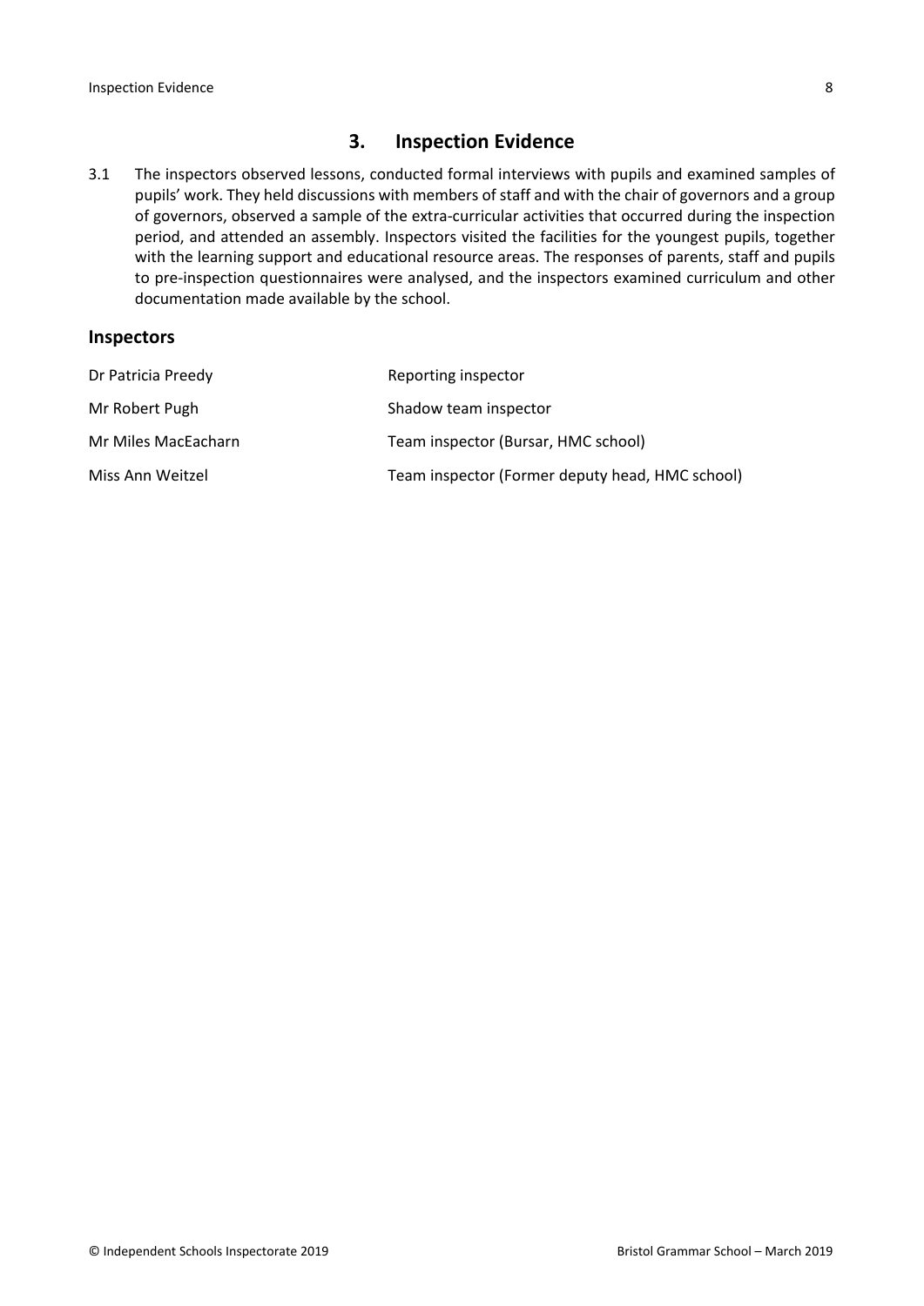## 3. Inspection Evidence

3.1 The inspectors observed lessons, conducted formal interviews with pupils and examined samples of pupils' work. They held discussions with members of staff and with the chair of governors and a group of governors, observed a sample of the extra-curricular activities that occurred during the inspection period, and attended an assembly. Inspectors visited the facilities for the youngest pupils, together with the learning support and educational resource areas. The responses of parents, staff and pupils to pre-inspection questionnaires were analysed, and the inspectors examined curriculum and other documentation made available by the school.

### Inspectors

| | |
|---|---|
| Dr Patricia Preedy | Reporting inspector |
| Mr Robert Pugh | Shadow team inspector |
| Mr Miles MacEacharn | Team inspector (Bursar, HMC school) |
| Miss Ann Weitzel | Team inspector (Former deputy head, HMC school) |